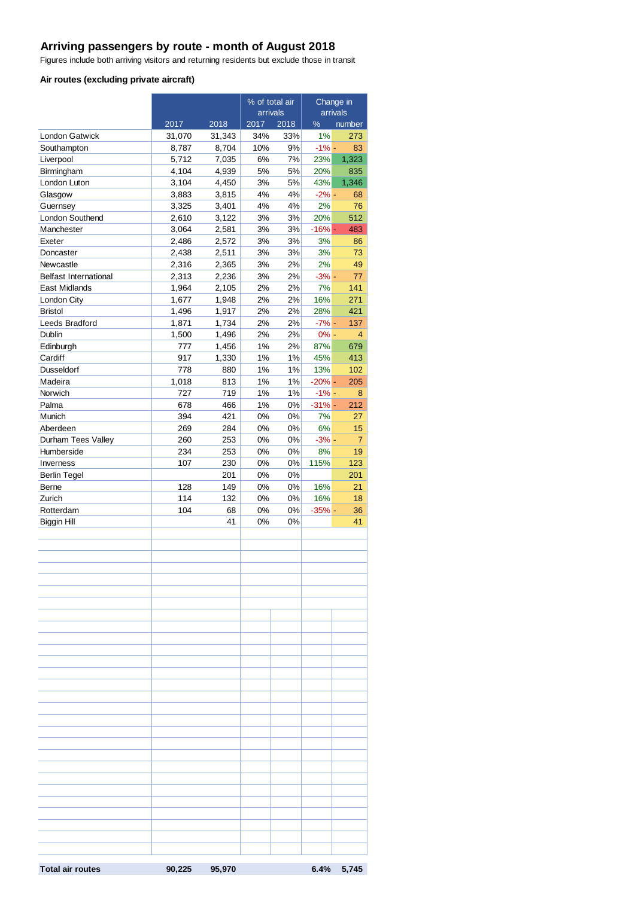## Arriving passengers by route - month of August 2018

Figures include both arriving visitors and returning residents but exclude those in transit

### Air routes (excluding private aircraft)

| | | | % of total air arrivals | | Change in arrivals | |
|---|---|---|---|---|---|---|
| | 2017 | 2018 | 2017 | 2018 | % | number |
| London Gatwick | 31,070 | 31,343 | 34% | 33% | 1% | 273 |
| Southampton | 8,787 | 8,704 | 10% | 9% | -1% | - 83 |
| Liverpool | 5,712 | 7,035 | 6% | 7% | 23% | 1,323 |
| Birmingham | 4,104 | 4,939 | 5% | 5% | 20% | 835 |
| London Luton | 3,104 | 4,450 | 3% | 5% | 43% | 1,346 |
| Glasgow | 3,883 | 3,815 | 4% | 4% | -2% | - 68 |
| Guernsey | 3,325 | 3,401 | 4% | 4% | 2% | 76 |
| London Southend | 2,610 | 3,122 | 3% | 3% | 20% | 512 |
| Manchester | 3,064 | 2,581 | 3% | 3% | -16% | - 483 |
| Exeter | 2,486 | 2,572 | 3% | 3% | 3% | 86 |
| Doncaster | 2,438 | 2,511 | 3% | 3% | 3% | 73 |
| Newcastle | 2,316 | 2,365 | 3% | 2% | 2% | 49 |
| Belfast International | 2,313 | 2,236 | 3% | 2% | -3% | - 77 |
| East Midlands | 1,964 | 2,105 | 2% | 2% | 7% | 141 |
| London City | 1,677 | 1,948 | 2% | 2% | 16% | 271 |
| Bristol | 1,496 | 1,917 | 2% | 2% | 28% | 421 |
| Leeds Bradford | 1,871 | 1,734 | 2% | 2% | -7% | - 137 |
| Dublin | 1,500 | 1,496 | 2% | 2% | 0% | - 4 |
| Edinburgh | 777 | 1,456 | 1% | 2% | 87% | 679 |
| Cardiff | 917 | 1,330 | 1% | 1% | 45% | 413 |
| Dusseldorf | 778 | 880 | 1% | 1% | 13% | 102 |
| Madeira | 1,018 | 813 | 1% | 1% | -20% | - 205 |
| Norwich | 727 | 719 | 1% | 1% | -1% | - 8 |
| Palma | 678 | 466 | 1% | 0% | -31% | - 212 |
| Munich | 394 | 421 | 0% | 0% | 7% | 27 |
| Aberdeen | 269 | 284 | 0% | 0% | 6% | 15 |
| Durham Tees Valley | 260 | 253 | 0% | 0% | -3% | - 7 |
| Humberside | 234 | 253 | 0% | 0% | 8% | 19 |
| Inverness | 107 | 230 | 0% | 0% | 115% | 123 |
| Berlin Tegel | | 201 | 0% | 0% | | 201 |
| Berne | 128 | 149 | 0% | 0% | 16% | 21 |
| Zurich | 114 | 132 | 0% | 0% | 16% | 18 |
| Rotterdam | 104 | 68 | 0% | 0% | -35% | - 36 |
| Biggin Hill | | 41 | 0% | 0% | | 41 |
| **Total air routes** | **90,225** | **95,970** | | | **6.4%** | **5,745** |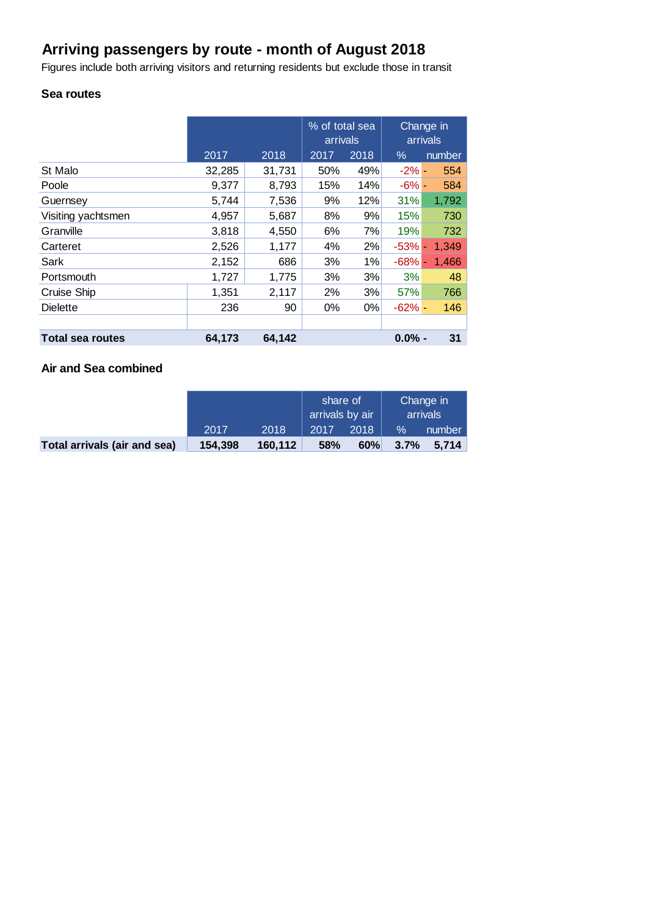# Arriving passengers by route - month of August 2018

Figures include both arriving visitors and returning residents but exclude those in transit

### Sea routes

| | | | % of total sea arrivals | | Change in arrivals | |
|---|---|---|---|---|---|---|
| | 2017 | 2018 | 2017 | 2018 | % | number |
| St Malo | 32,285 | 31,731 | 50% | 49% | -2% | - 554 |
| Poole | 9,377 | 8,793 | 15% | 14% | -6% | - 584 |
| Guernsey | 5,744 | 7,536 | 9% | 12% | 31% | 1,792 |
| Visiting yachtsmen | 4,957 | 5,687 | 8% | 9% | 15% | 730 |
| Granville | 3,818 | 4,550 | 6% | 7% | 19% | 732 |
| Carteret | 2,526 | 1,177 | 4% | 2% | -53% | - 1,349 |
| Sark | 2,152 | 686 | 3% | 1% | -68% | - 1,466 |
| Portsmouth | 1,727 | 1,775 | 3% | 3% | 3% | 48 |
| Cruise Ship | 1,351 | 2,117 | 2% | 3% | 57% | 766 |
| Dielette | 236 | 90 | 0% | 0% | -62% | - 146 |
| | | | | | | |
| **Total sea routes** | **64,173** | **64,142** | | | **0.0%** | **- 31** |

### Air and Sea combined

| | | | share of arrivals by air | | Change in arrivals | |
|---|---|---|---|---|---|---|
| | 2017 | 2018 | 2017 | 2018 | % | number |
| **Total arrivals (air and sea)** | **154,398** | **160,112** | **58%** | **60%** | **3.7%** | **5,714** |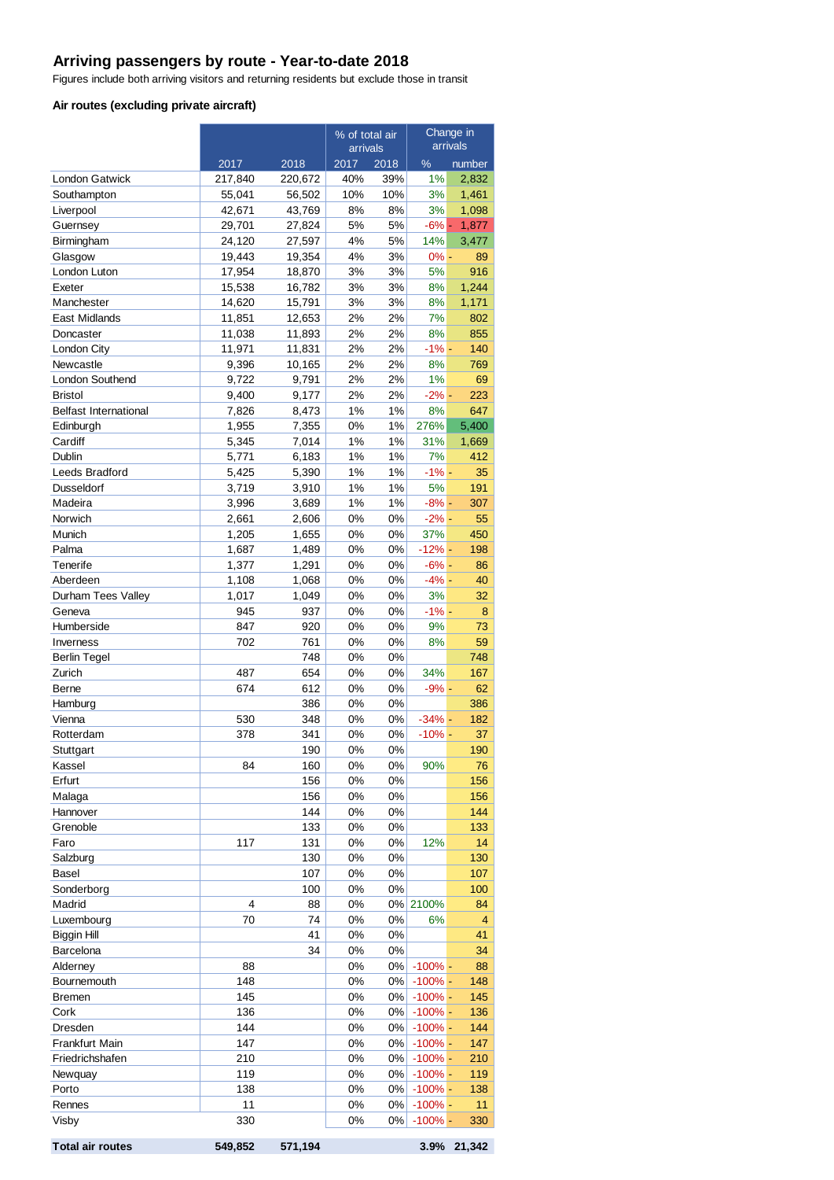## Arriving passengers by route - Year-to-date 2018

Figures include both arriving visitors and returning residents but exclude those in transit

### Air routes (excluding private aircraft)

| | 2017 | 2018 | % of total air arrivals | | Change in arrivals | |
|---|---|---|---|---|---|---|
| | | | 2017 | 2018 | % | number |
| London Gatwick | 217,840 | 220,672 | 40% | 39% | 1% | 2,832 |
| Southampton | 55,041 | 56,502 | 10% | 10% | 3% | 1,461 |
| Liverpool | 42,671 | 43,769 | 8% | 8% | 3% | 1,098 |
| Guernsey | 29,701 | 27,824 | 5% | 5% | -6% | - 1,877 |
| Birmingham | 24,120 | 27,597 | 4% | 5% | 14% | 3,477 |
| Glasgow | 19,443 | 19,354 | 4% | 3% | 0% | - 89 |
| London Luton | 17,954 | 18,870 | 3% | 3% | 5% | 916 |
| Exeter | 15,538 | 16,782 | 3% | 3% | 8% | 1,244 |
| Manchester | 14,620 | 15,791 | 3% | 3% | 8% | 1,171 |
| East Midlands | 11,851 | 12,653 | 2% | 2% | 7% | 802 |
| Doncaster | 11,038 | 11,893 | 2% | 2% | 8% | 855 |
| London City | 11,971 | 11,831 | 2% | 2% | -1% | - 140 |
| Newcastle | 9,396 | 10,165 | 2% | 2% | 8% | 769 |
| London Southend | 9,722 | 9,791 | 2% | 2% | 1% | 69 |
| Bristol | 9,400 | 9,177 | 2% | 2% | -2% | - 223 |
| Belfast International | 7,826 | 8,473 | 1% | 1% | 8% | 647 |
| Edinburgh | 1,955 | 7,355 | 0% | 1% | 276% | 5,400 |
| Cardiff | 5,345 | 7,014 | 1% | 1% | 31% | 1,669 |
| Dublin | 5,771 | 6,183 | 1% | 1% | 7% | 412 |
| Leeds Bradford | 5,425 | 5,390 | 1% | 1% | -1% | - 35 |
| Dusseldorf | 3,719 | 3,910 | 1% | 1% | 5% | 191 |
| Madeira | 3,996 | 3,689 | 1% | 1% | -8% | - 307 |
| Norwich | 2,661 | 2,606 | 0% | 0% | -2% | - 55 |
| Munich | 1,205 | 1,655 | 0% | 0% | 37% | 450 |
| Palma | 1,687 | 1,489 | 0% | 0% | -12% | - 198 |
| Tenerife | 1,377 | 1,291 | 0% | 0% | -6% | - 86 |
| Aberdeen | 1,108 | 1,068 | 0% | 0% | -4% | - 40 |
| Durham Tees Valley | 1,017 | 1,049 | 0% | 0% | 3% | 32 |
| Geneva | 945 | 937 | 0% | 0% | -1% | - 8 |
| Humberside | 847 | 920 | 0% | 0% | 9% | 73 |
| Inverness | 702 | 761 | 0% | 0% | 8% | 59 |
| Berlin Tegel | | 748 | 0% | 0% | | 748 |
| Zurich | 487 | 654 | 0% | 0% | 34% | 167 |
| Berne | 674 | 612 | 0% | 0% | -9% | - 62 |
| Hamburg | | 386 | 0% | 0% | | 386 |
| Vienna | 530 | 348 | 0% | 0% | -34% | - 182 |
| Rotterdam | 378 | 341 | 0% | 0% | -10% | - 37 |
| Stuttgart | | 190 | 0% | 0% | | 190 |
| Kassel | 84 | 160 | 0% | 0% | 90% | 76 |
| Erfurt | | 156 | 0% | 0% | | 156 |
| Malaga | | 156 | 0% | 0% | | 156 |
| Hannover | | 144 | 0% | 0% | | 144 |
| Grenoble | | 133 | 0% | 0% | | 133 |
| Faro | 117 | 131 | 0% | 0% | 12% | 14 |
| Salzburg | | 130 | 0% | 0% | | 130 |
| Basel | | 107 | 0% | 0% | | 107 |
| Sonderborg | | 100 | 0% | 0% | | 100 |
| Madrid | 4 | 88 | 0% | 0% | 2100% | 84 |
| Luxembourg | 70 | 74 | 0% | 0% | 6% | 4 |
| Biggin Hill | | 41 | 0% | 0% | | 41 |
| Barcelona | | 34 | 0% | 0% | | 34 |
| Alderney | 88 | | 0% | 0% | -100% | - 88 |
| Bournemouth | 148 | | 0% | 0% | -100% | - 148 |
| Bremen | 145 | | 0% | 0% | -100% | - 145 |
| Cork | 136 | | 0% | 0% | -100% | - 136 |
| Dresden | 144 | | 0% | 0% | -100% | - 144 |
| Frankfurt Main | 147 | | 0% | 0% | -100% | - 147 |
| Friedrichshafen | 210 | | 0% | 0% | -100% | - 210 |
| Newquay | 119 | | 0% | 0% | -100% | - 119 |
| Porto | 138 | | 0% | 0% | -100% | - 138 |
| Rennes | 11 | | 0% | 0% | -100% | - 11 |
| Visby | 330 | | 0% | 0% | -100% | - 330 |
| **Total air routes** | **549,852** | **571,194** | | | **3.9%** | **21,342** |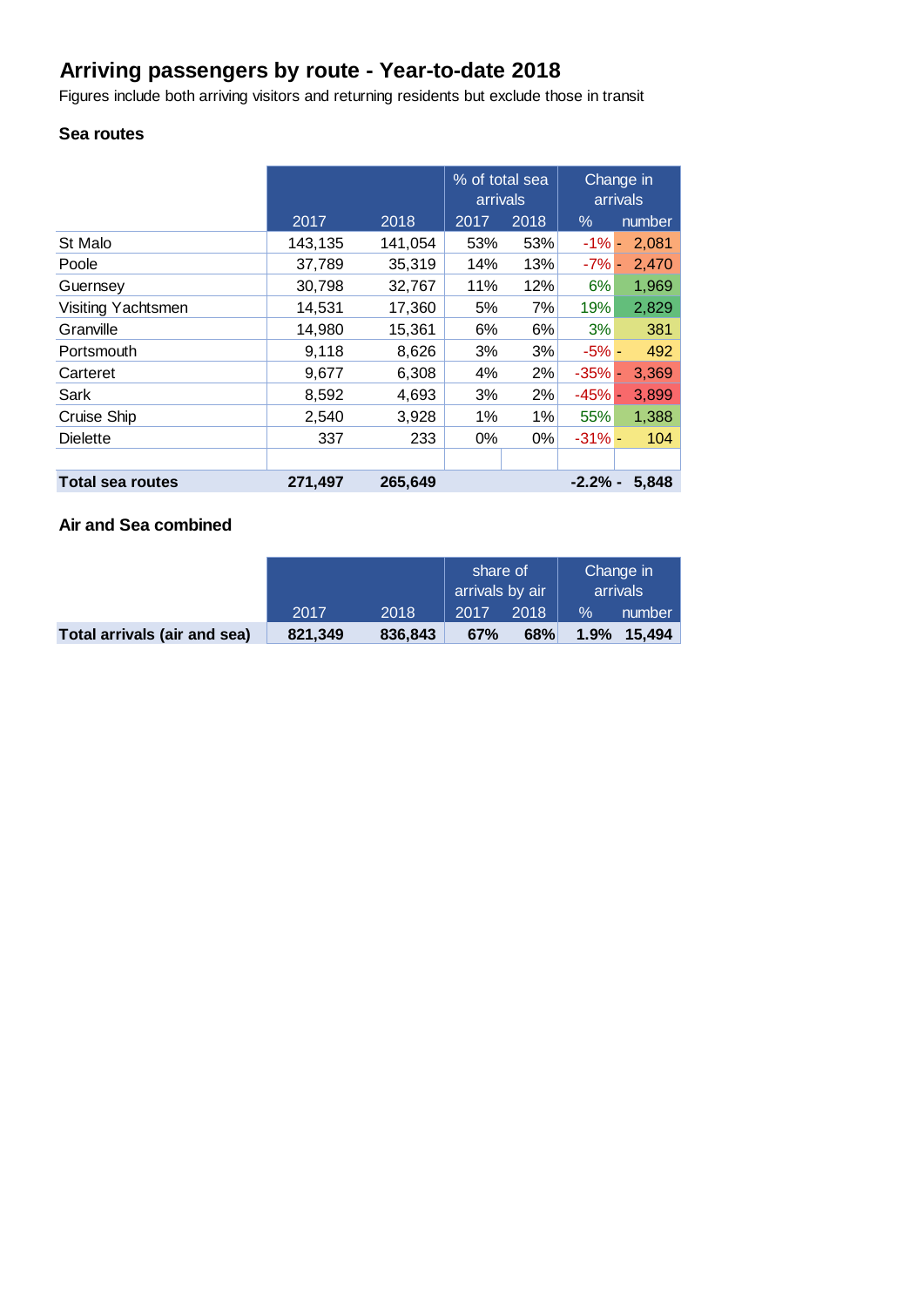# Arriving passengers by route - Year-to-date 2018

Figures include both arriving visitors and returning residents but exclude those in transit

### Sea routes

| | | | % of total sea arrivals | | Change in arrivals | |
|---|---|---|---|---|---|---|
| | 2017 | 2018 | 2017 | 2018 | % | number |
| St Malo | 143,135 | 141,054 | 53% | 53% | -1% | - 2,081 |
| Poole | 37,789 | 35,319 | 14% | 13% | -7% | - 2,470 |
| Guernsey | 30,798 | 32,767 | 11% | 12% | 6% | 1,969 |
| Visiting Yachtsmen | 14,531 | 17,360 | 5% | 7% | 19% | 2,829 |
| Granville | 14,980 | 15,361 | 6% | 6% | 3% | 381 |
| Portsmouth | 9,118 | 8,626 | 3% | 3% | -5% | - 492 |
| Carteret | 9,677 | 6,308 | 4% | 2% | -35% | - 3,369 |
| Sark | 8,592 | 4,693 | 3% | 2% | -45% | - 3,899 |
| Cruise Ship | 2,540 | 3,928 | 1% | 1% | 55% | 1,388 |
| Dielette | 337 | 233 | 0% | 0% | -31% | - 104 |
| | | | | | | |
| **Total sea routes** | **271,497** | **265,649** | | | **-2.2%** | **- 5,848** |

### Air and Sea combined

| | | | share of arrivals by air | | Change in arrivals | |
|---|---|---|---|---|---|---|
| | 2017 | 2018 | 2017 | 2018 | % | number |
| **Total arrivals (air and sea)** | **821,349** | **836,843** | **67%** | **68%** | **1.9%** | **15,494** |